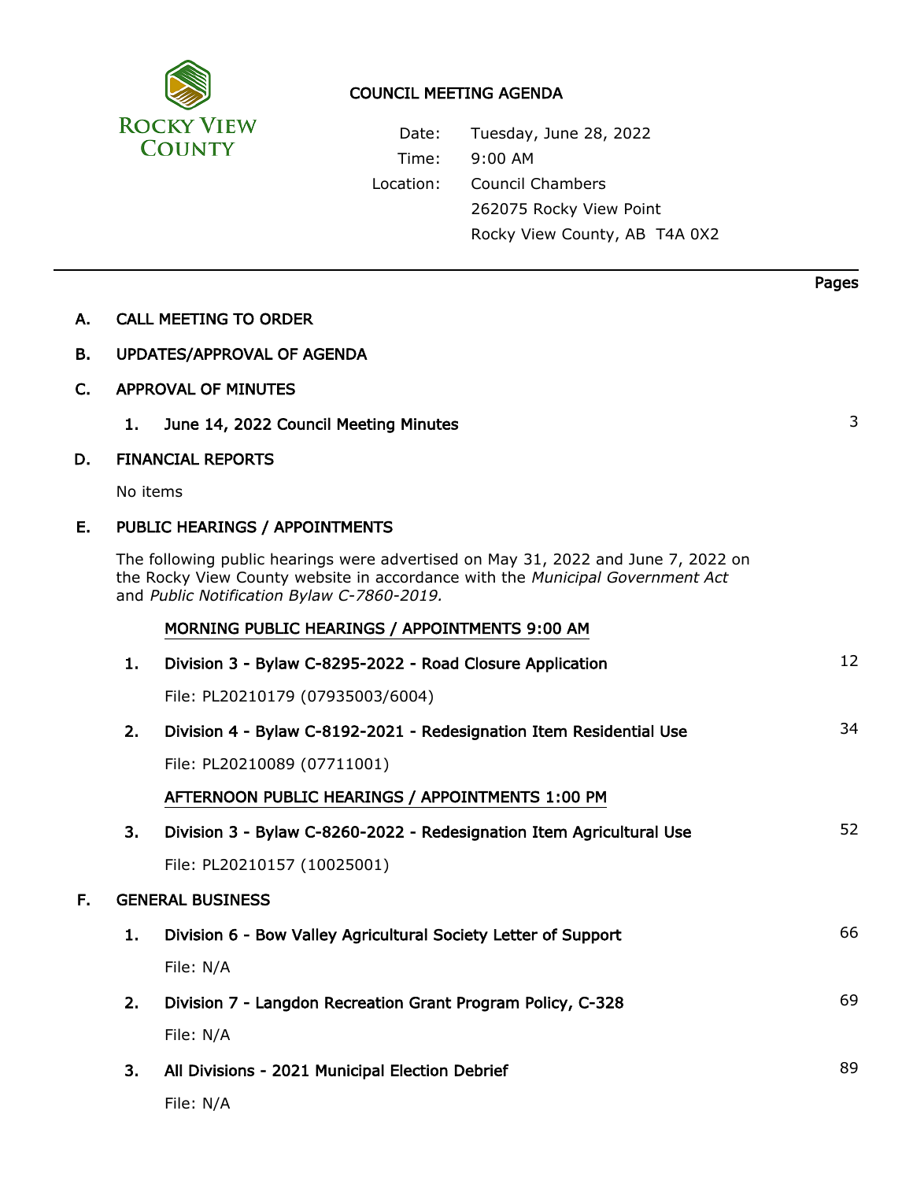# COUNCIL MEETING AGENDA

**Rocky View County**

Date: Tuesday, June 28, 2022
Time: 9:00 AM
Location: Council Chambers
262075 Rocky View Point
Rocky View County, AB T4A 0X2

| | Pages |
|---|---|
| **A. CALL MEETING TO ORDER** | |
| **B. UPDATES/APPROVAL OF AGENDA** | |
| **C. APPROVAL OF MINUTES** | |
| **1. June 14, 2022 Council Meeting Minutes** | 3 |
| **D. FINANCIAL REPORTS** | |
| No items | |
| **E. PUBLIC HEARINGS / APPOINTMENTS** | |
| The following public hearings were advertised on May 31, 2022 and June 7, 2022 on the Rocky View County website in accordance with the *Municipal Government Act* and *Public Notification Bylaw C-7860-2019.* | |
| **MORNING PUBLIC HEARINGS / APPOINTMENTS 9:00 AM** | |
| **1. Division 3 - Bylaw C-8295-2022 - Road Closure Application** <br> File: PL20210179 (07935003/6004) | 12 |
| **2. Division 4 - Bylaw C-8192-2021 - Redesignation Item Residential Use** <br> File: PL20210089 (07711001) | 34 |
| **AFTERNOON PUBLIC HEARINGS / APPOINTMENTS 1:00 PM** | |
| **3. Division 3 - Bylaw C-8260-2022 - Redesignation Item Agricultural Use** <br> File: PL20210157 (10025001) | 52 |
| **F. GENERAL BUSINESS** | |
| **1. Division 6 - Bow Valley Agricultural Society Letter of Support** <br> File: N/A | 66 |
| **2. Division 7 - Langdon Recreation Grant Program Policy, C-328** <br> File: N/A | 69 |
| **3. All Divisions - 2021 Municipal Election Debrief** <br> File: N/A | 89 |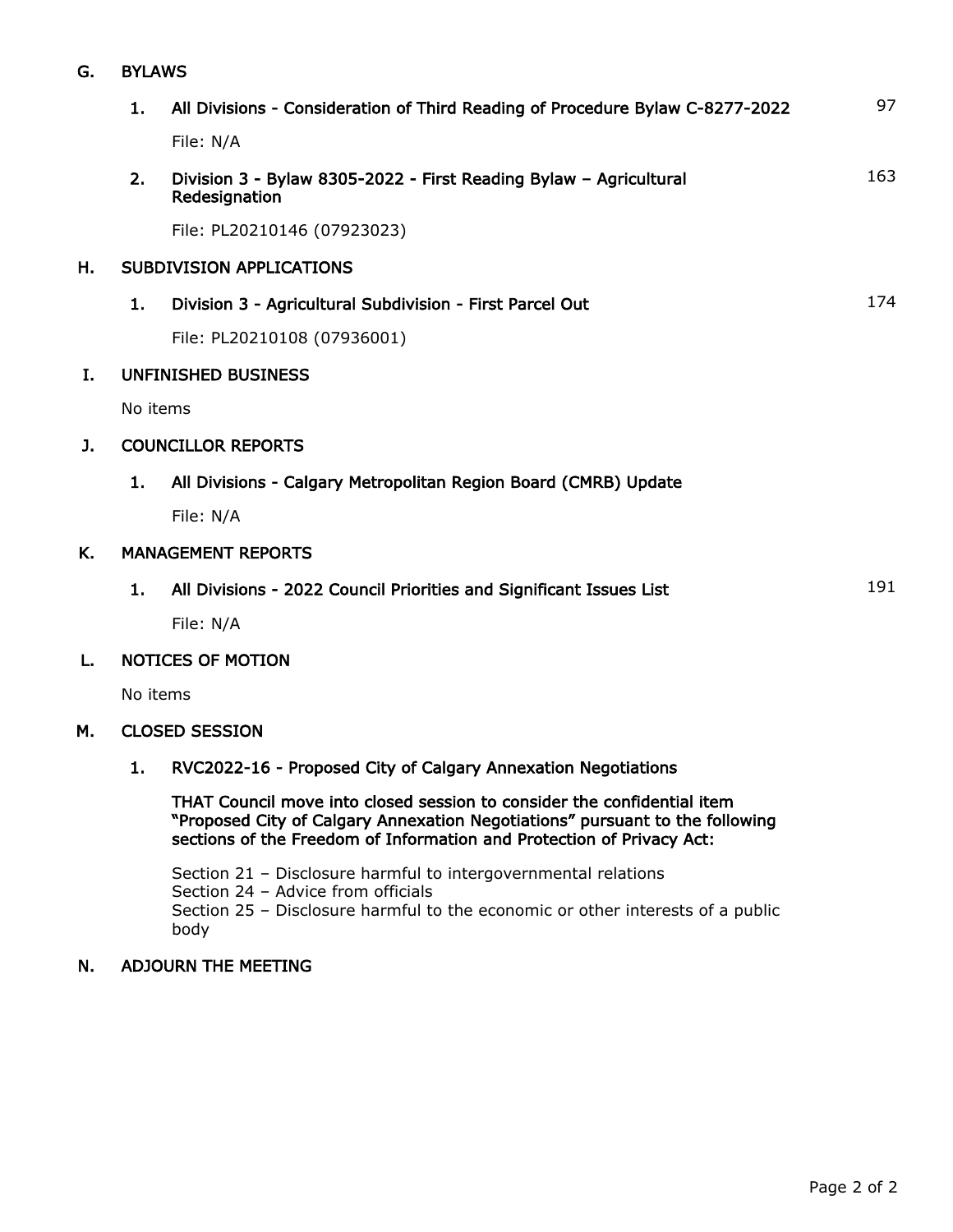## G. BYLAWS

1. **All Divisions - Consideration of Third Reading of Procedure Bylaw C-8277-2022** 97

   File: N/A

2. **Division 3 - Bylaw 8305-2022 - First Reading Bylaw – Agricultural Redesignation** 163

   File: PL20210146 (07923023)

## H. SUBDIVISION APPLICATIONS

1. **Division 3 - Agricultural Subdivision - First Parcel Out** 174

   File: PL20210108 (07936001)

## I. UNFINISHED BUSINESS

No items

## J. COUNCILLOR REPORTS

1. **All Divisions - Calgary Metropolitan Region Board (CMRB) Update**

   File: N/A

## K. MANAGEMENT REPORTS

1. **All Divisions - 2022 Council Priorities and Significant Issues List** 191

   File: N/A

## L. NOTICES OF MOTION

No items

## M. CLOSED SESSION

1. **RVC2022-16 - Proposed City of Calgary Annexation Negotiations**

   **THAT Council move into closed session to consider the confidential item "Proposed City of Calgary Annexation Negotiations" pursuant to the following sections of the Freedom of Information and Protection of Privacy Act:**

   Section 21 – Disclosure harmful to intergovernmental relations
   Section 24 – Advice from officials
   Section 25 – Disclosure harmful to the economic or other interests of a public body

## N. ADJOURN THE MEETING